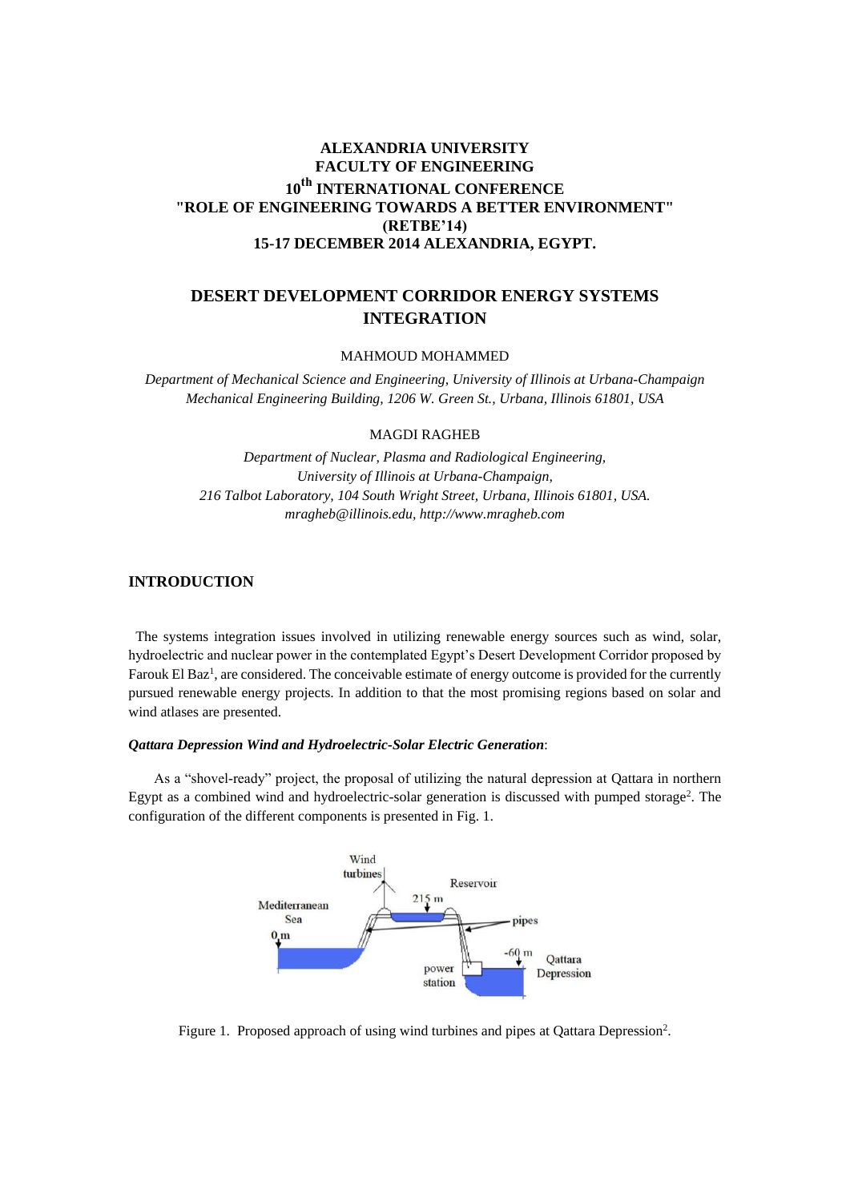**ALEXANDRIA UNIVERSITY**
**FACULTY OF ENGINEERING**
**10th INTERNATIONAL CONFERENCE**
**"ROLE OF ENGINEERING TOWARDS A BETTER ENVIRONMENT"**
**(RETBE'14)**
**15-17 DECEMBER 2014 ALEXANDRIA, EGYPT.**

# DESERT DEVELOPMENT CORRIDOR ENERGY SYSTEMS INTEGRATION

MAHMOUD MOHAMMED

*Department of Mechanical Science and Engineering, University of Illinois at Urbana-Champaign*
*Mechanical Engineering Building, 1206 W. Green St., Urbana, Illinois 61801, USA*

MAGDI RAGHEB

*Department of Nuclear, Plasma and Radiological Engineering,*
*University of Illinois at Urbana-Champaign,*
*216 Talbot Laboratory, 104 South Wright Street, Urbana, Illinois 61801, USA.*
*mragheb@illinois.edu, http://www.mragheb.com*

## INTRODUCTION

The systems integration issues involved in utilizing renewable energy sources such as wind, solar, hydroelectric and nuclear power in the contemplated Egypt's Desert Development Corridor proposed by Farouk El Baz[1], are considered. The conceivable estimate of energy outcome is provided for the currently pursued renewable energy projects. In addition to that the most promising regions based on solar and wind atlases are presented.

### *Qattara Depression Wind and Hydroelectric-Solar Electric Generation*:

As a "shovel-ready" project, the proposal of utilizing the natural depression at Qattara in northern Egypt as a combined wind and hydroelectric-solar generation is discussed with pumped storage[2]. The configuration of the different components is presented in Fig. 1.

Figure 1. Proposed approach of using wind turbines and pipes at Qattara Depression[2].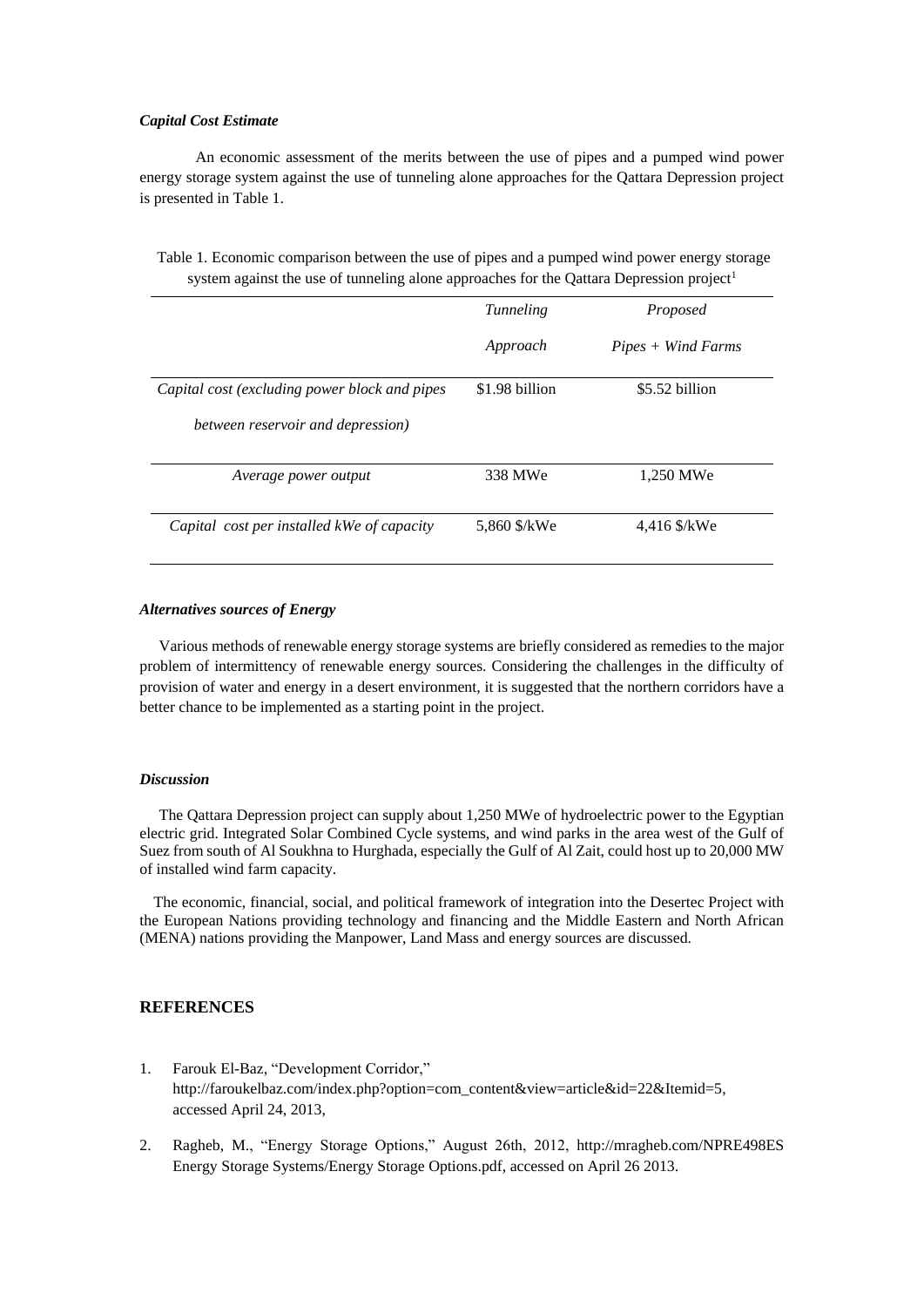***Capital Cost Estimate***

An economic assessment of the merits between the use of pipes and a pumped wind power energy storage system against the use of tunneling alone approaches for the Qattara Depression project is presented in Table 1.

Table 1. Economic comparison between the use of pipes and a pumped wind power energy storage system against the use of tunneling alone approaches for the Qattara Depression project[1]

| | *Tunneling Approach* | *Proposed Pipes + Wind Farms* |
|---|---|---|
| *Capital cost (excluding power block and pipes between reservoir and depression)* | $1.98 billion | $5.52 billion |
| *Average power output* | 338 MWe | 1,250 MWe |
| *Capital cost per installed kWe of capacity* | 5,860 $/kWe | 4,416 $/kWe |

***Alternatives sources of Energy***

Various methods of renewable energy storage systems are briefly considered as remedies to the major problem of intermittency of renewable energy sources. Considering the challenges in the difficulty of provision of water and energy in a desert environment, it is suggested that the northern corridors have a better chance to be implemented as a starting point in the project.

***Discussion***

The Qattara Depression project can supply about 1,250 MWe of hydroelectric power to the Egyptian electric grid. Integrated Solar Combined Cycle systems, and wind parks in the area west of the Gulf of Suez from south of Al Soukhna to Hurghada, especially the Gulf of Al Zait, could host up to 20,000 MW of installed wind farm capacity.

The economic, financial, social, and political framework of integration into the Desertec Project with the European Nations providing technology and financing and the Middle Eastern and North African (MENA) nations providing the Manpower, Land Mass and energy sources are discussed.

## REFERENCES

1. Farouk El-Baz, "Development Corridor," http://faroukelbaz.com/index.php?option=com_content&view=article&id=22&Itemid=5, accessed April 24, 2013,
2. Ragheb, M., "Energy Storage Options," August 26th, 2012, http://mragheb.com/NPRE498ES Energy Storage Systems/Energy Storage Options.pdf, accessed on April 26 2013.